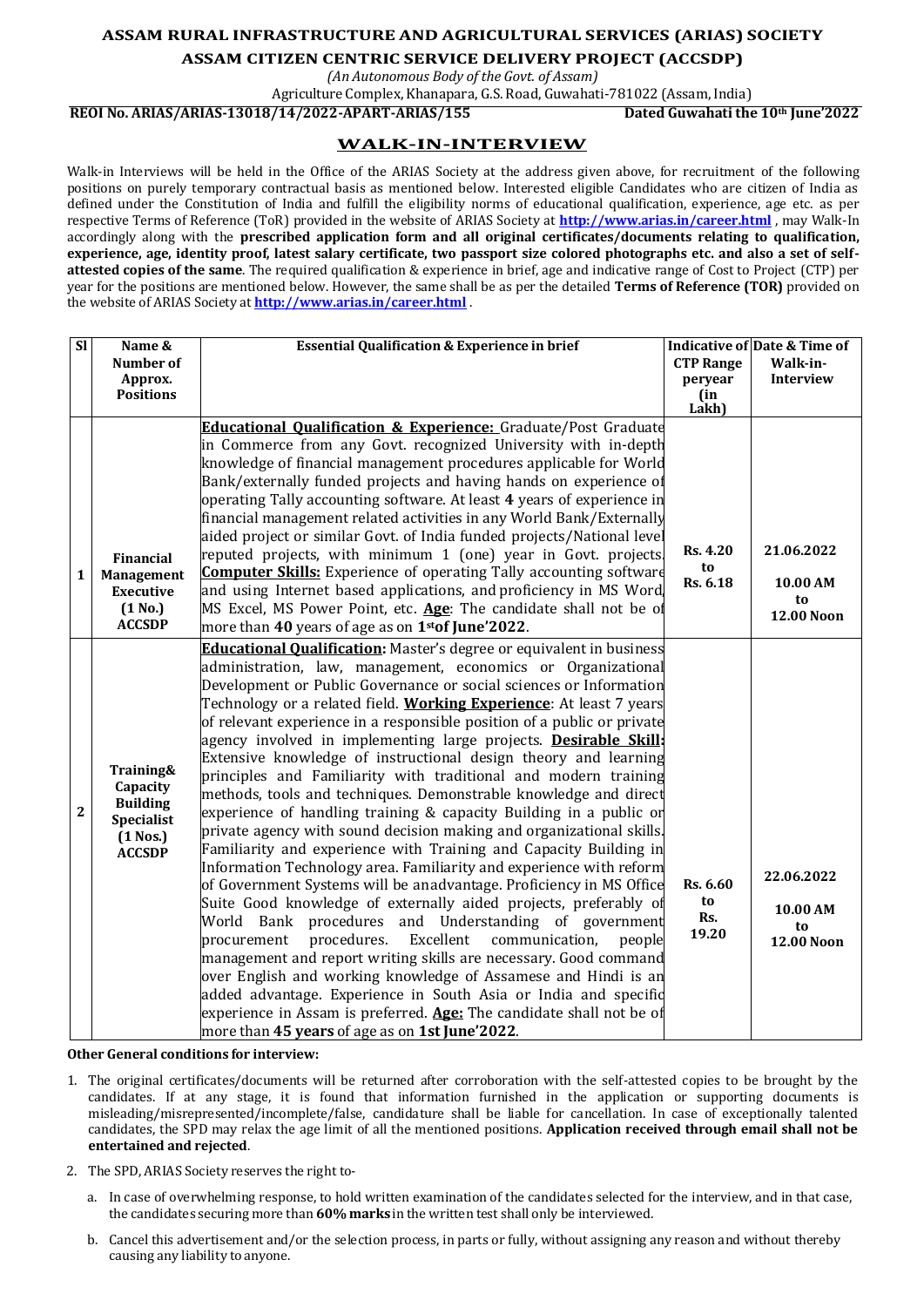# ASSAM RURAL INFRASTRUCTURE AND AGRICULTURAL SERVICES (ARIAS) SOCIETY

## ASSAM CITIZEN CENTRIC SERVICE DELIVERY PROJECT (ACCSDP)

*(An Autonomous Body of the Govt. of Assam)*

Agriculture Complex, Khanapara, G.S. Road, Guwahati-781022 (Assam, India)

**REOI No. ARIAS/ARIAS-13018/14/2022-APART-ARIAS/155** **Dated Guwahati the 10th June'2022**

## WALK-IN-INTERVIEW

Walk-in Interviews will be held in the Office of the ARIAS Society at the address given above, for recruitment of the following positions on purely temporary contractual basis as mentioned below. Interested eligible Candidates who are citizen of India as defined under the Constitution of India and fulfill the eligibility norms of educational qualification, experience, age etc. as per respective Terms of Reference (ToR) provided in the website of ARIAS Society at **http://www.arias.in/career.html** , may Walk-In accordingly along with the **prescribed application form and all original certificates/documents relating to qualification, experience, age, identity proof, latest salary certificate, two passport size colored photographs etc. and also a set of self-attested copies of the same**. The required qualification & experience in brief, age and indicative range of Cost to Project (CTP) per year for the positions are mentioned below. However, the same shall be as per the detailed **Terms of Reference (TOR)** provided on the website of ARIAS Society at **http://www.arias.in/career.html** .

| Sl | Name & Number of Approx. Positions | Essential Qualification & Experience in brief | Indicative of CTP Range peryear (in Lakh) | Date & Time of Walk-in-Interview |
|---|---|---|---|---|
| 1 | **Financial Management Executive (1 No.) ACCSDP** | **Educational Qualification & Experience:** Graduate/Post Graduate in Commerce from any Govt. recognized University with in-depth knowledge of financial management procedures applicable for World Bank/externally funded projects and having hands on experience of operating Tally accounting software. At least **4** years of experience in financial management related activities in any World Bank/Externally aided project or similar Govt. of India funded projects/National level reputed projects, with minimum 1 (one) year in Govt. projects. **Computer Skills:** Experience of operating Tally accounting software and using Internet based applications, and proficiency in MS Word, MS Excel, MS Power Point, etc. **Age**: The candidate shall not be of more than **40** years of age as on **1st of June'2022**. | **Rs. 4.20 to Rs. 6.18** | **21.06.2022 10.00 AM to 12.00 Noon** |
| 2 | **Training& Capacity Building Specialist (1 Nos.) ACCSDP** | **Educational Qualification:** Master's degree or equivalent in business administration, law, management, economics or Organizational Development or Public Governance or social sciences or Information Technology or a related field. **Working Experience**: At least 7 years of relevant experience in a responsible position of a public or private agency involved in implementing large projects. **Desirable Skill:** Extensive knowledge of instructional design theory and learning principles and Familiarity with traditional and modern training methods, tools and techniques. Demonstrable knowledge and direct experience of handling training & capacity Building in a public or private agency with sound decision making and organizational skills. Familiarity and experience with Training and Capacity Building in Information Technology area. Familiarity and experience with reform of Government Systems will be anadvantage. Proficiency in MS Office Suite Good knowledge of externally aided projects, preferably of World Bank procedures and Understanding of government procurement procedures. Excellent communication, people management and report writing skills are necessary. Good command over English and working knowledge of Assamese and Hindi is an added advantage. Experience in South Asia or India and specific experience in Assam is preferred. **Age:** The candidate shall not be of more than **45 years** of age as on **1st June'2022**. | **Rs. 6.60 to Rs. 19.20** | **22.06.2022 10.00 AM to 12.00 Noon** |

**Other General conditions for interview:**

1. The original certificates/documents will be returned after corroboration with the self-attested copies to be brought by the candidates. If at any stage, it is found that information furnished in the application or supporting documents is misleading/misrepresented/incomplete/false, candidature shall be liable for cancellation. In case of exceptionally talented candidates, the SPD may relax the age limit of all the mentioned positions. **Application received through email shall not be entertained and rejected**.
2. The SPD, ARIAS Society reserves the right to-
   a. In case of overwhelming response, to hold written examination of the candidates selected for the interview, and in that case, the candidates securing more than **60% marks** in the written test shall only be interviewed.
   b. Cancel this advertisement and/or the selection process, in parts or fully, without assigning any reason and without thereby causing any liability to anyone.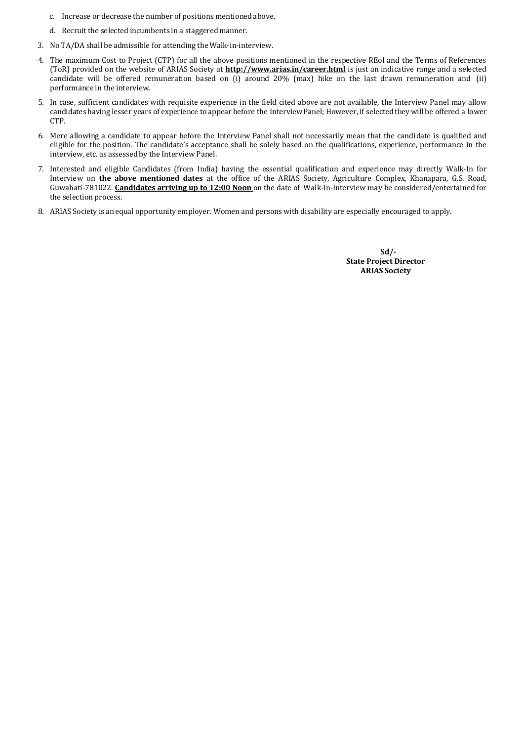c. Increase or decrease the number of positions mentioned above.

d. Recruit the selected incumbents in a staggered manner.

3. No TA/DA shall be admissible for attending the Walk-in-interview.
4. The maximum Cost to Project (CTP) for all the above positions mentioned in the respective REoI and the Terms of References (ToR) provided on the website of ARIAS Society at **http://www.arias.in/career.html** is just an indicative range and a selected candidate will be offered remuneration based on (i) around 20% (max) hike on the last drawn remuneration and (ii) performance in the interview.
5. In case, sufficient candidates with requisite experience in the field cited above are not available, the Interview Panel may allow candidates having lesser years of experience to appear before the Interview Panel; However, if selected they will be offered a lower CTP.
6. Mere allowing a candidate to appear before the Interview Panel shall not necessarily mean that the candidate is qualified and eligible for the position. The candidate's acceptance shall be solely based on the qualifications, experience, performance in the interview, etc. as assessed by the Interview Panel.
7. Interested and eligible Candidates (from India) having the essential qualification and experience may directly Walk-In for Interview on **the above mentioned dates** at the office of the ARIAS Society, Agriculture Complex, Khanapara, G.S. Road, Guwahati-781022. **Candidates arriving up to 12:00 Noon** on the date of Walk-in-Interview may be considered/entertained for the selection process.
8. ARIAS Society is an equal opportunity employer. Women and persons with disability are especially encouraged to apply.

**Sd/-**
**State Project Director**
**ARIAS Society**